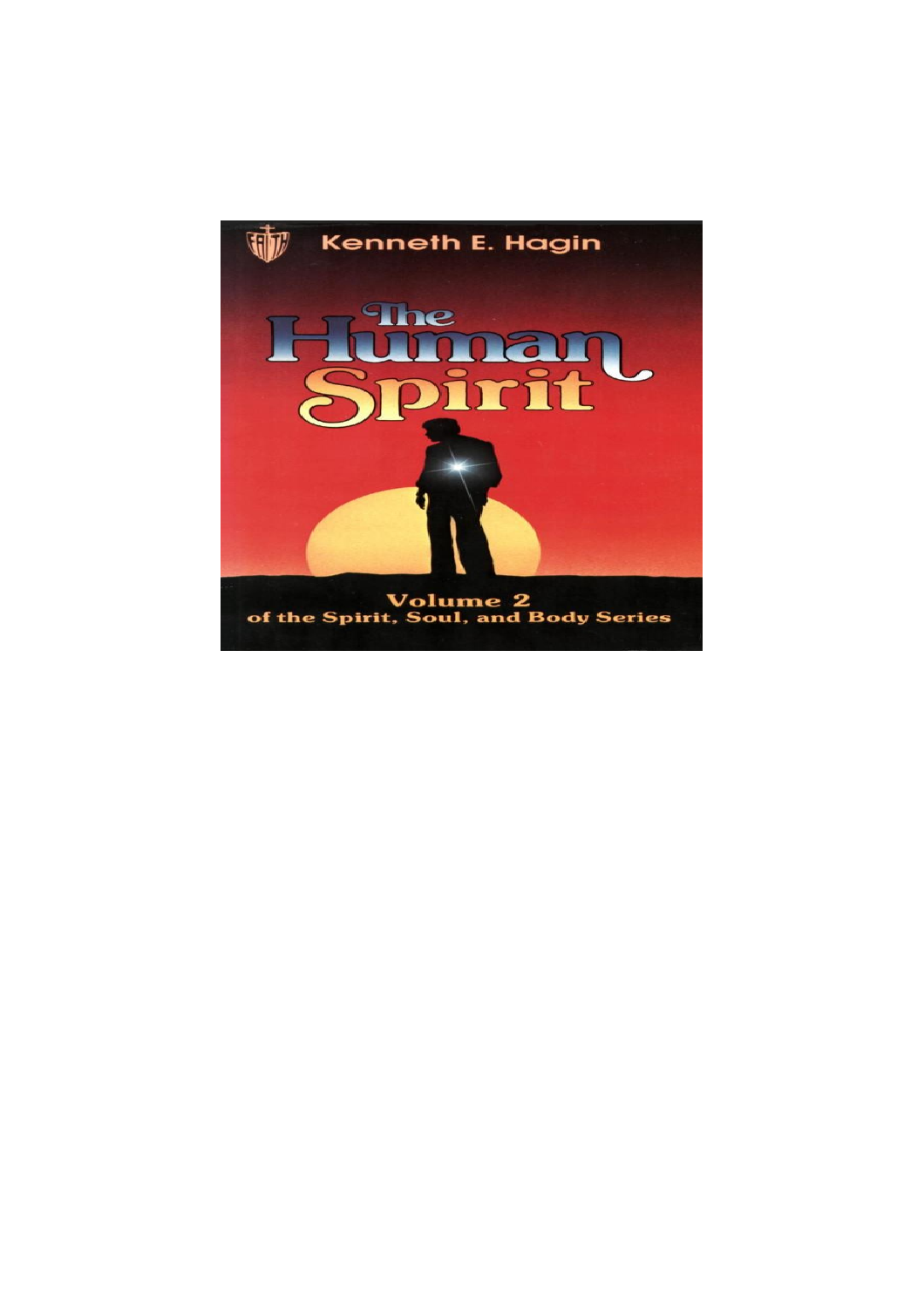Kenneth E. Hagin

# The Human Spirit

Volume 2
of the Spirit, Soul, and Body Series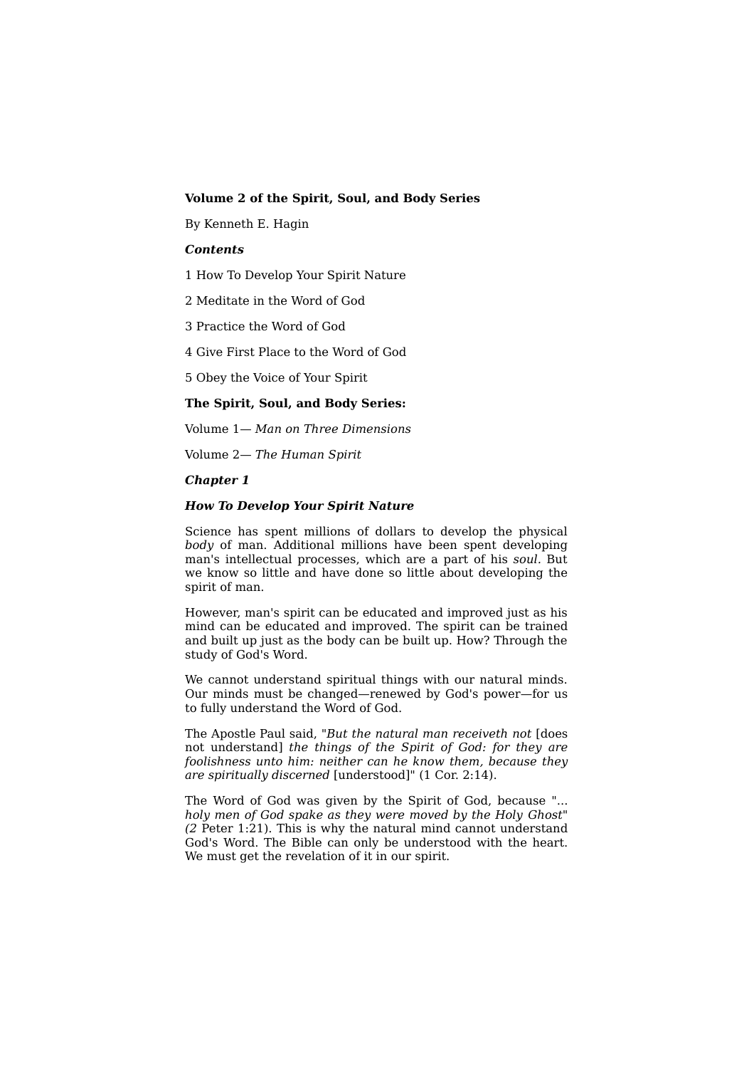**Volume 2 of the Spirit, Soul, and Body Series**

By Kenneth E. Hagin

***Contents***

1 How To Develop Your Spirit Nature

2 Meditate in the Word of God

3 Practice the Word of God

4 Give First Place to the Word of God

5 Obey the Voice of Your Spirit

**The Spirit, Soul, and Body Series:**

Volume 1— *Man on Three Dimensions*

Volume 2— *The Human Spirit*

## ***Chapter 1***

## ***How To Develop Your Spirit Nature***

Science has spent millions of dollars to develop the physical *body* of man. Additional millions have been spent developing man's intellectual processes, which are a part of his *soul.* But we know so little and have done so little about developing the spirit of man.

However, man's spirit can be educated and improved just as his mind can be educated and improved. The spirit can be trained and built up just as the body can be built up. How? Through the study of God's Word.

We cannot understand spiritual things with our natural minds. Our minds must be changed—renewed by God's power—for us to fully understand the Word of God.

The Apostle Paul said, "*But the natural man receiveth not* [does not understand] *the things of the Spirit of God: for they are foolishness unto him: neither can he know them, because they are spiritually discerned* [understood]" (1 Cor. 2:14).

The Word of God was given by the Spirit of God, because "... *holy men of God spake as they were moved by the Holy Ghost*" (2 Peter 1:21). This is why the natural mind cannot understand God's Word. The Bible can only be understood with the heart. We must get the revelation of it in our spirit.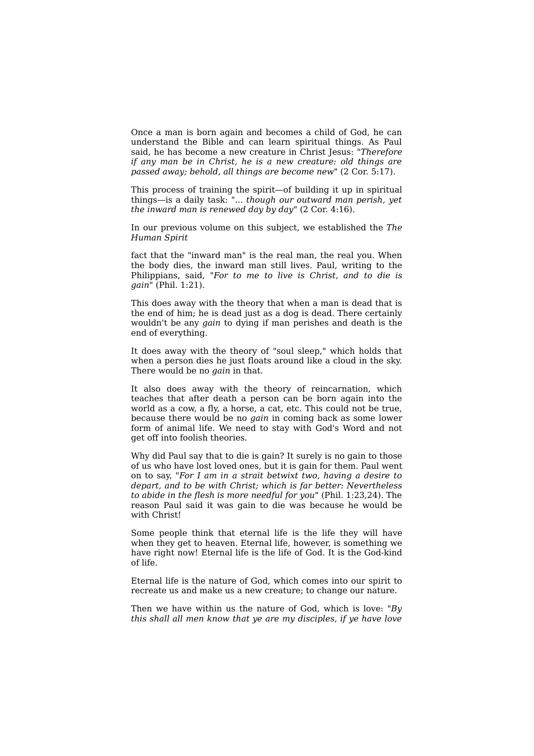Once a man is born again and becomes a child of God, he can understand the Bible and can learn spiritual things. As Paul said, he has become a new creature in Christ Jesus: "*Therefore if any man be in Christ, he is a new creature: old things are passed away; behold, all things are become new*" (2 Cor. 5:17).

This process of training the spirit—of building it up in spiritual things—is a daily task: "... *though our outward man perish, yet the inward man is renewed day by day*" (2 Cor. 4:16).

In our previous volume on this subject, we established the *The Human Spirit*

fact that the "inward man" is the real man, the real you. When the body dies, the inward man still lives. Paul, writing to the Philippians, said, "*For to me to live is Christ, and to die is gain*" (Phil. 1:21).

This does away with the theory that when a man is dead that is the end of him; he is dead just as a dog is dead. There certainly wouldn't be any *gain* to dying if man perishes and death is the end of everything.

It does away with the theory of "soul sleep," which holds that when a person dies he just floats around like a cloud in the sky. There would be no *gain* in that.

It also does away with the theory of reincarnation, which teaches that after death a person can be born again into the world as a cow, a fly, a horse, a cat, etc. This could not be true, because there would be no *gain* in coming back as some lower form of animal life. We need to stay with God's Word and not get off into foolish theories.

Why did Paul say that to die is gain? It surely is no gain to those of us who have lost loved ones, but it is gain for them. Paul went on to say, "*For I am in a strait betwixt two, having a desire to depart, and to be with Christ; which is far better: Nevertheless to abide in the flesh is more needful for you*" (Phil. 1:23,24). The reason Paul said it was gain to die was because he would be with Christ!

Some people think that eternal life is the life they will have when they get to heaven. Eternal life, however, is something we have right now! Eternal life is the life of God. It is the God-kind of life.

Eternal life is the nature of God, which comes into our spirit to recreate us and make us a new creature; to change our nature.

Then we have within us the nature of God, which is love: "*By this shall all men know that ye are my disciples, if ye have love*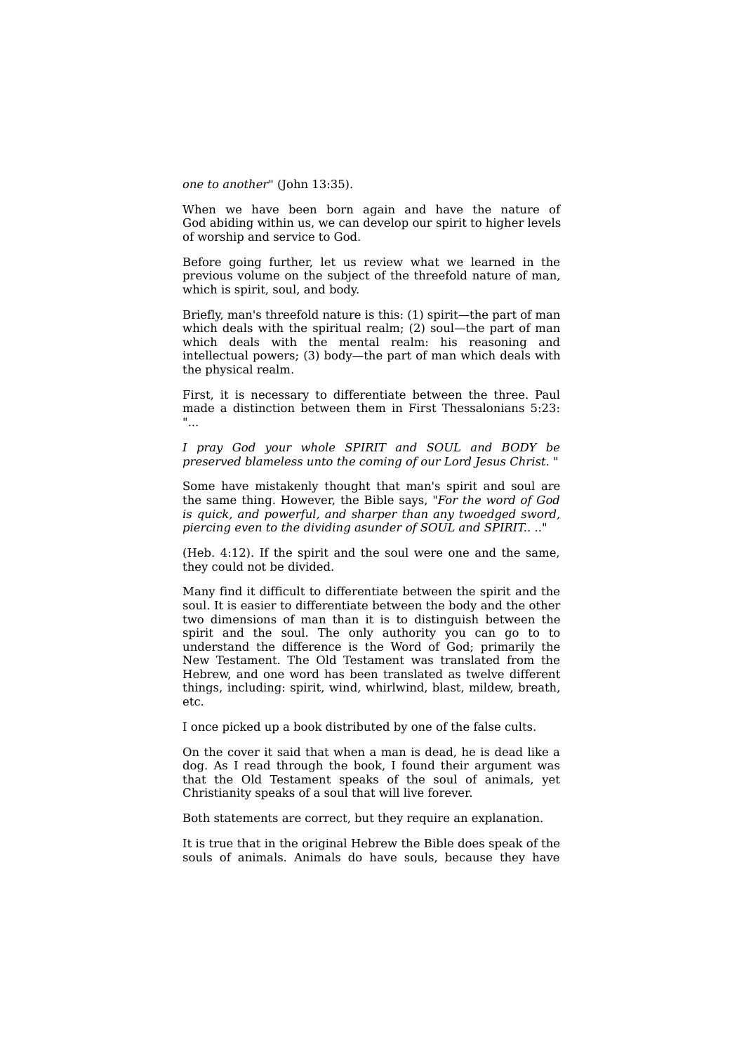*one to another*" (John 13:35).

When we have been born again and have the nature of God abiding within us, we can develop our spirit to higher levels of worship and service to God.

Before going further, let us review what we learned in the previous volume on the subject of the threefold nature of man, which is spirit, soul, and body.

Briefly, man's threefold nature is this: (1) spirit—the part of man which deals with the spiritual realm; (2) soul—the part of man which deals with the mental realm: his reasoning and intellectual powers; (3) body—the part of man which deals with the physical realm.

First, it is necessary to differentiate between the three. Paul made a distinction between them in First Thessalonians 5:23: "...

*I pray God your whole SPIRIT and SOUL and BODY be preserved blameless unto the coming of our Lord Jesus Christ.* "

Some have mistakenly thought that man's spirit and soul are the same thing. However, the Bible says, "*For the word of God is quick, and powerful, and sharper than any twoedged sword, piercing even to the dividing asunder of SOUL and SPIRIT..* .."

(Heb. 4:12). If the spirit and the soul were one and the same, they could not be divided.

Many find it difficult to differentiate between the spirit and the soul. It is easier to differentiate between the body and the other two dimensions of man than it is to distinguish between the spirit and the soul. The only authority you can go to to understand the difference is the Word of God; primarily the New Testament. The Old Testament was translated from the Hebrew, and one word has been translated as twelve different things, including: spirit, wind, whirlwind, blast, mildew, breath, etc.

I once picked up a book distributed by one of the false cults.

On the cover it said that when a man is dead, he is dead like a dog. As I read through the book, I found their argument was that the Old Testament speaks of the soul of animals, yet Christianity speaks of a soul that will live forever.

Both statements are correct, but they require an explanation.

It is true that in the original Hebrew the Bible does speak of the souls of animals. Animals do have souls, because they have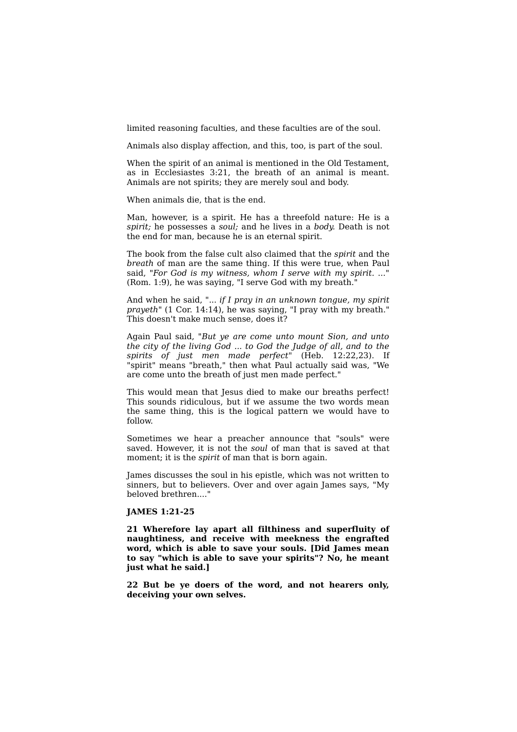limited reasoning faculties, and these faculties are of the soul.

Animals also display affection, and this, too, is part of the soul.

When the spirit of an animal is mentioned in the Old Testament, as in Ecclesiastes 3:21, the breath of an animal is meant. Animals are not spirits; they are merely soul and body.

When animals die, that is the end.

Man, however, is a spirit. He has a threefold nature: He is a *spirit;* he possesses a *soul;* and he lives in a *body.* Death is not the end for man, because he is an eternal spirit.

The book from the false cult also claimed that the *spirit* and the *breath* of man are the same thing. If this were true, when Paul said, "*For God is my witness, whom I serve with my spirit.* ..." (Rom. 1:9), he was saying, "I serve God with my breath."

And when he said, "... *if I pray in an unknown tongue, my spirit prayeth*" (1 Cor. 14:14), he was saying, "I pray with my breath." This doesn't make much sense, does it?

Again Paul said, "*But ye are come unto mount Sion, and unto the city of the living God ... to God the Judge of all, and to the spirits of just men made perfect*" (Heb. 12:22,23). If "spirit" means "breath," then what Paul actually said was, "We are come unto the breath of just men made perfect."

This would mean that Jesus died to make our breaths perfect! This sounds ridiculous, but if we assume the two words mean the same thing, this is the logical pattern we would have to follow.

Sometimes we hear a preacher announce that "souls" were saved. However, it is not the *soul* of man that is saved at that moment; it is the *spirit* of man that is born again.

James discusses the soul in his epistle, which was not written to sinners, but to believers. Over and over again James says, "My beloved brethren...."

**JAMES 1:21-25**

**21 Wherefore lay apart all filthiness and superfluity of naughtiness, and receive with meekness the engrafted word, which is able to save your souls. [Did James mean to say "which is able to save your spirits"? No, he meant just what he said.]**

**22 But be ye doers of the word, and not hearers only, deceiving your own selves.**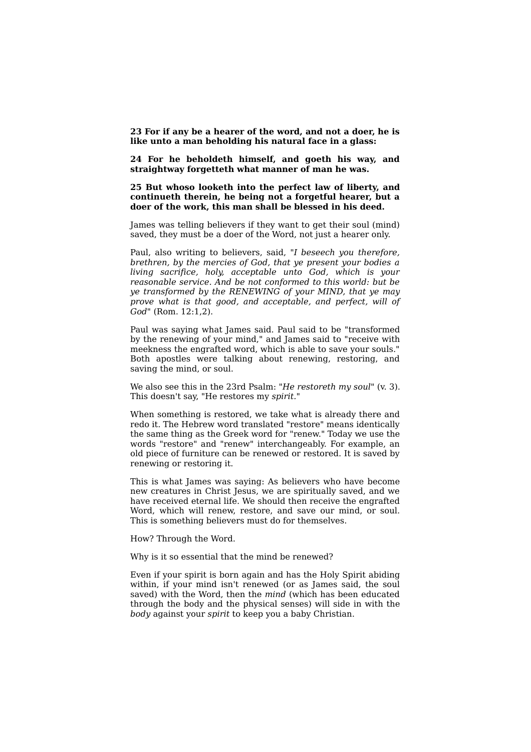**23 For if any be a hearer of the word, and not a doer, he is like unto a man beholding his natural face in a glass:**

**24 For he beholdeth himself, and goeth his way, and straightway forgetteth what manner of man he was.**

**25 But whoso looketh into the perfect law of liberty, and continueth therein, he being not a forgetful hearer, but a doer of the work, this man shall be blessed in his deed.**

James was telling believers if they want to get their soul (mind) saved, they must be a doer of the Word, not just a hearer only.

Paul, also writing to believers, said, "*I beseech you therefore, brethren, by the mercies of God, that ye present your bodies a living sacrifice, holy, acceptable unto God, which is your reasonable service. And be not conformed to this world: but be ye transformed by the RENEWING of your MIND, that ye may prove what is that good, and acceptable, and perfect, will of God*" (Rom. 12:1,2).

Paul was saying what James said. Paul said to be "transformed by the renewing of your mind," and James said to "receive with meekness the engrafted word, which is able to save your souls." Both apostles were talking about renewing, restoring, and saving the mind, or soul.

We also see this in the 23rd Psalm: "*He restoreth my soul*" (v. 3). This doesn't say, "He restores my *spirit*."

When something is restored, we take what is already there and redo it. The Hebrew word translated "restore" means identically the same thing as the Greek word for "renew." Today we use the words "restore" and "renew" interchangeably. For example, an old piece of furniture can be renewed or restored. It is saved by renewing or restoring it.

This is what James was saying: As believers who have become new creatures in Christ Jesus, we are spiritually saved, and we have received eternal life. We should then receive the engrafted Word, which will renew, restore, and save our mind, or soul. This is something believers must do for themselves.

How? Through the Word.

Why is it so essential that the mind be renewed?

Even if your spirit is born again and has the Holy Spirit abiding within, if your mind isn't renewed (or as James said, the soul saved) with the Word, then the *mind* (which has been educated through the body and the physical senses) will side in with the *body* against your *spirit* to keep you a baby Christian.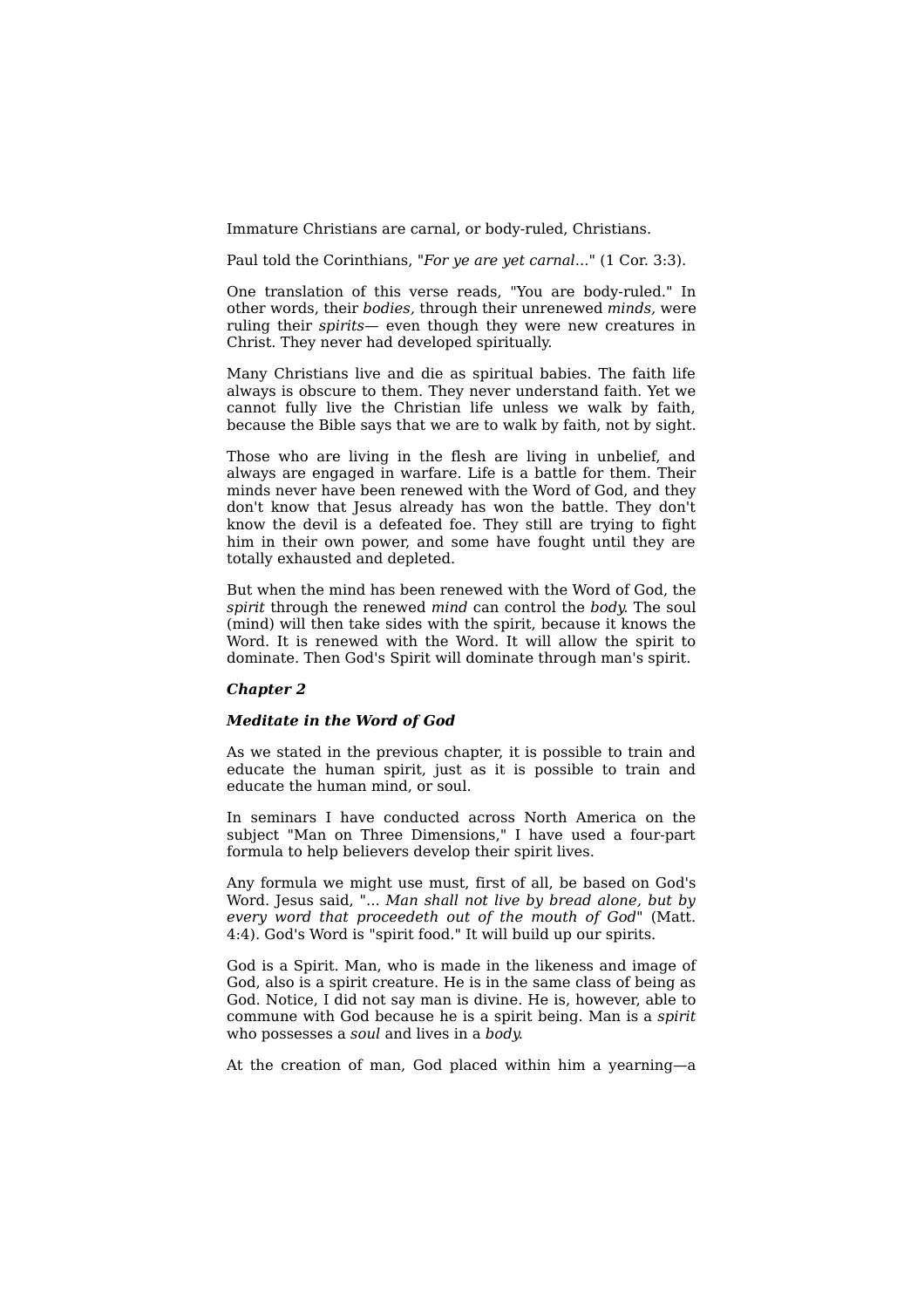Immature Christians are carnal, or body-ruled, Christians.

Paul told the Corinthians, "*For ye are yet carnal*..." (1 Cor. 3:3).

One translation of this verse reads, "You are body-ruled." In other words, their *bodies,* through their unrenewed *minds,* were ruling their *spirits*— even though they were new creatures in Christ. They never had developed spiritually.

Many Christians live and die as spiritual babies. The faith life always is obscure to them. They never understand faith. Yet we cannot fully live the Christian life unless we walk by faith, because the Bible says that we are to walk by faith, not by sight.

Those who are living in the flesh are living in unbelief, and always are engaged in warfare. Life is a battle for them. Their minds never have been renewed with the Word of God, and they don't know that Jesus already has won the battle. They don't know the devil is a defeated foe. They still are trying to fight him in their own power, and some have fought until they are totally exhausted and depleted.

But when the mind has been renewed with the Word of God, the *spirit* through the renewed *mind* can control the *body.* The soul (mind) will then take sides with the spirit, because it knows the Word. It is renewed with the Word. It will allow the spirit to dominate. Then God's Spirit will dominate through man's spirit.

## *Chapter 2*

### *Meditate in the Word of God*

As we stated in the previous chapter, it is possible to train and educate the human spirit, just as it is possible to train and educate the human mind, or soul.

In seminars I have conducted across North America on the subject "Man on Three Dimensions," I have used a four-part formula to help believers develop their spirit lives.

Any formula we might use must, first of all, be based on God's Word. Jesus said, "... *Man shall not live by bread alone, but by every word that proceedeth out of the mouth of God*" (Matt. 4:4). God's Word is "spirit food." It will build up our spirits.

God is a Spirit. Man, who is made in the likeness and image of God, also is a spirit creature. He is in the same class of being as God. Notice, I did not say man is divine. He is, however, able to commune with God because he is a spirit being. Man is a *spirit* who possesses a *soul* and lives in a *body.*

At the creation of man, God placed within him a yearning—a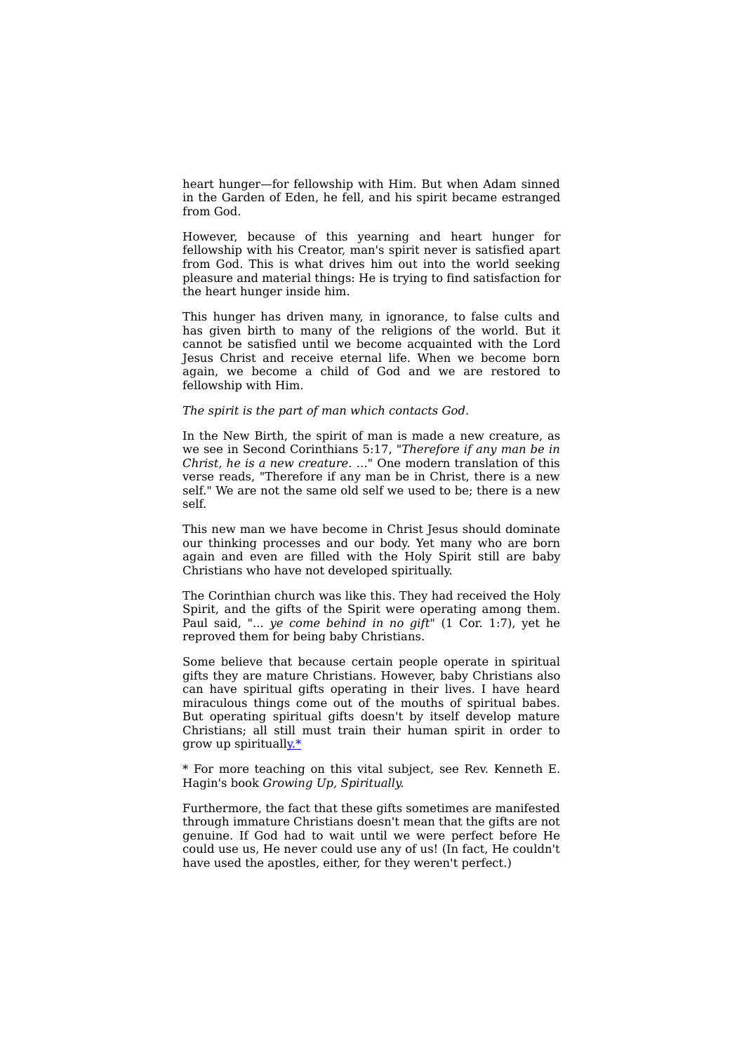heart hunger—for fellowship with Him. But when Adam sinned in the Garden of Eden, he fell, and his spirit became estranged from God.

However, because of this yearning and heart hunger for fellowship with his Creator, man's spirit never is satisfied apart from God. This is what drives him out into the world seeking pleasure and material things: He is trying to find satisfaction for the heart hunger inside him.

This hunger has driven many, in ignorance, to false cults and has given birth to many of the religions of the world. But it cannot be satisfied until we become acquainted with the Lord Jesus Christ and receive eternal life. When we become born again, we become a child of God and we are restored to fellowship with Him.

*The spirit is the part of man which contacts God*.

In the New Birth, the spirit of man is made a new creature, as we see in Second Corinthians 5:17, "*Therefore if any man be in Christ, he is a new creature*. ..." One modern translation of this verse reads, "Therefore if any man be in Christ, there is a new self." We are not the same old self we used to be; there is a new self.

This new man we have become in Christ Jesus should dominate our thinking processes and our body. Yet many who are born again and even are filled with the Holy Spirit still are baby Christians who have not developed spiritually.

The Corinthian church was like this. They had received the Holy Spirit, and the gifts of the Spirit were operating among them. Paul said, "... *ye come behind in no gift*" (1 Cor. 1:7), yet he reproved them for being baby Christians.

Some believe that because certain people operate in spiritual gifts they are mature Christians. However, baby Christians also can have spiritual gifts operating in their lives. I have heard miraculous things come out of the mouths of spiritual babes. But operating spiritual gifts doesn't by itself develop mature Christians; all still must train their human spirit in order to grow up spiritually.*

* For more teaching on this vital subject, see Rev. Kenneth E. Hagin's book *Growing Up, Spiritually*.

Furthermore, the fact that these gifts sometimes are manifested through immature Christians doesn't mean that the gifts are not genuine. If God had to wait until we were perfect before He could use us, He never could use any of us! (In fact, He couldn't have used the apostles, either, for they weren't perfect.)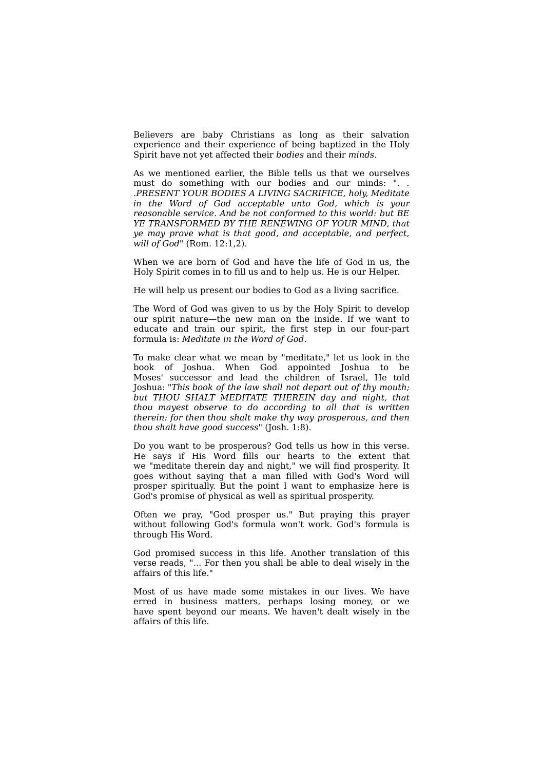Believers are baby Christians as long as their salvation experience and their experience of being baptized in the Holy Spirit have not yet affected their *bodies* and their *minds*.

As we mentioned earlier, the Bible tells us that we ourselves must do something with our bodies and our minds: ". . .*PRESENT YOUR BODIES A LIVING SACRIFICE, holy, Meditate in the Word of God acceptable unto God, which is your reasonable service. And be not conformed to this world: but BE YE TRANSFORMED BY THE RENEWING OF YOUR MIND, that ye may prove what is that good, and acceptable, and perfect, will of God*" (Rom. 12:1,2).

When we are born of God and have the life of God in us, the Holy Spirit comes in to fill us and to help us. He is our Helper.

He will help us present our bodies to God as a living sacrifice.

The Word of God was given to us by the Holy Spirit to develop our spirit nature—the new man on the inside. If we want to educate and train our spirit, the first step in our four-part formula is: *Meditate in the Word of God*.

To make clear what we mean by "meditate," let us look in the book of Joshua. When God appointed Joshua to be Moses' successor and lead the children of Israel, He told Joshua: "*This book of the law shall not depart out of thy mouth; but THOU SHALT MEDITATE THEREIN day and night, that thou mayest observe to do according to all that is written therein: for then thou shalt make thy way prosperous, and then thou shalt have good success*" (Josh. 1:8).

Do you want to be prosperous? God tells us how in this verse. He says if His Word fills our hearts to the extent that we "meditate therein day and night," we will find prosperity. It goes without saying that a man filled with God's Word will prosper spiritually. But the point I want to emphasize here is God's promise of physical as well as spiritual prosperity.

Often we pray, "God prosper us." But praying this prayer without following God's formula won't work. God's formula is through His Word.

God promised success in this life. Another translation of this verse reads, "... For then you shall be able to deal wisely in the affairs of this life."

Most of us have made some mistakes in our lives. We have erred in business matters, perhaps losing money, or we have spent beyond our means. We haven't dealt wisely in the affairs of this life.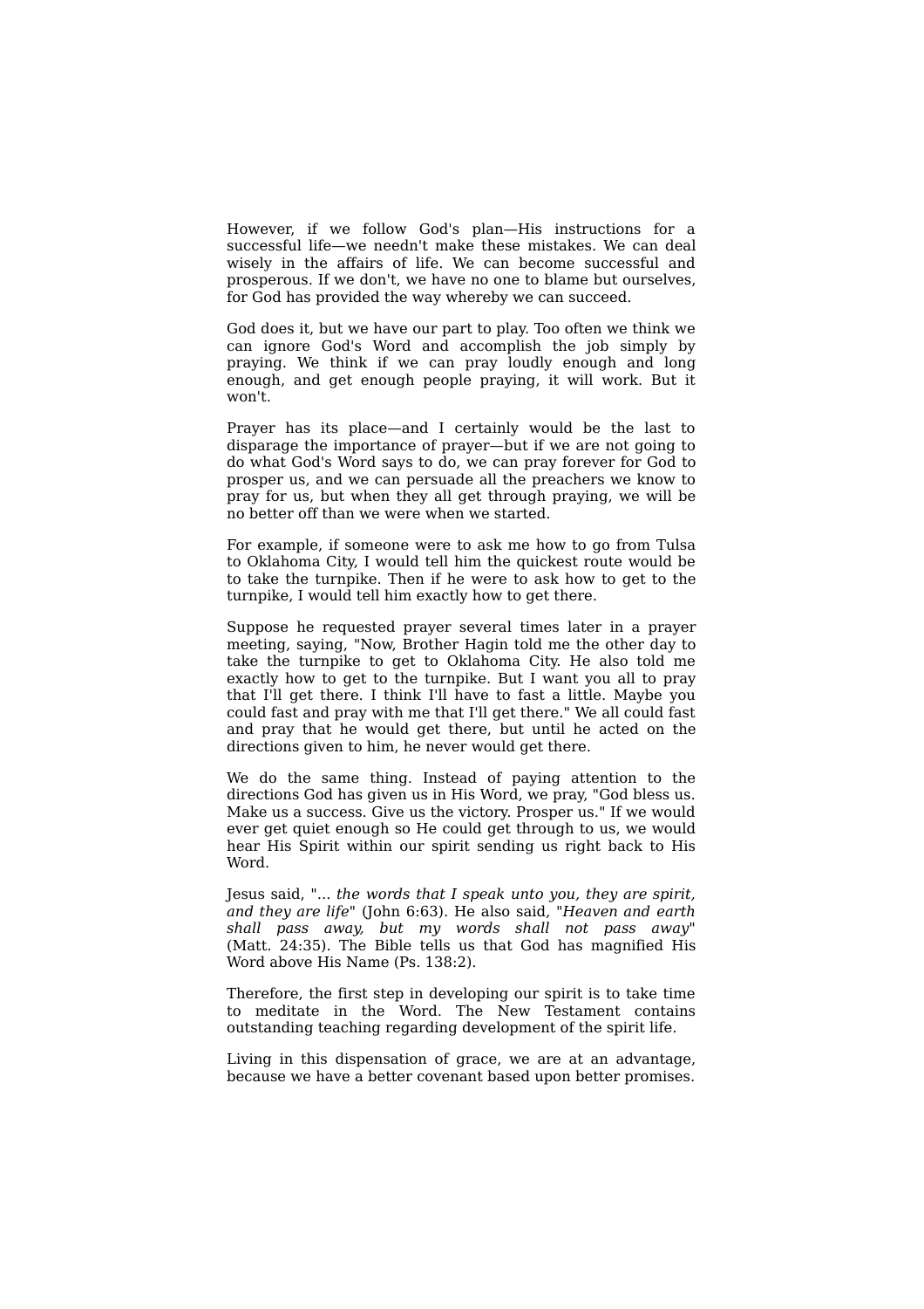However, if we follow God's plan—His instructions for a successful life—we needn't make these mistakes. We can deal wisely in the affairs of life. We can become successful and prosperous. If we don't, we have no one to blame but ourselves, for God has provided the way whereby we can succeed.

God does it, but we have our part to play. Too often we think we can ignore God's Word and accomplish the job simply by praying. We think if we can pray loudly enough and long enough, and get enough people praying, it will work. But it won't.

Prayer has its place—and I certainly would be the last to disparage the importance of prayer—but if we are not going to do what God's Word says to do, we can pray forever for God to prosper us, and we can persuade all the preachers we know to pray for us, but when they all get through praying, we will be no better off than we were when we started.

For example, if someone were to ask me how to go from Tulsa to Oklahoma City, I would tell him the quickest route would be to take the turnpike. Then if he were to ask how to get to the turnpike, I would tell him exactly how to get there.

Suppose he requested prayer several times later in a prayer meeting, saying, "Now, Brother Hagin told me the other day to take the turnpike to get to Oklahoma City. He also told me exactly how to get to the turnpike. But I want you all to pray that I'll get there. I think I'll have to fast a little. Maybe you could fast and pray with me that I'll get there." We all could fast and pray that he would get there, but until he acted on the directions given to him, he never would get there.

We do the same thing. Instead of paying attention to the directions God has given us in His Word, we pray, "God bless us. Make us a success. Give us the victory. Prosper us." If we would ever get quiet enough so He could get through to us, we would hear His Spirit within our spirit sending us right back to His Word.

Jesus said, "... *the words that I speak unto you, they are spirit, and they are life*" (John 6:63). He also said, "*Heaven and earth shall pass away, but my words shall not pass away*" (Matt. 24:35). The Bible tells us that God has magnified His Word above His Name (Ps. 138:2).

Therefore, the first step in developing our spirit is to take time to meditate in the Word. The New Testament contains outstanding teaching regarding development of the spirit life.

Living in this dispensation of grace, we are at an advantage, because we have a better covenant based upon better promises.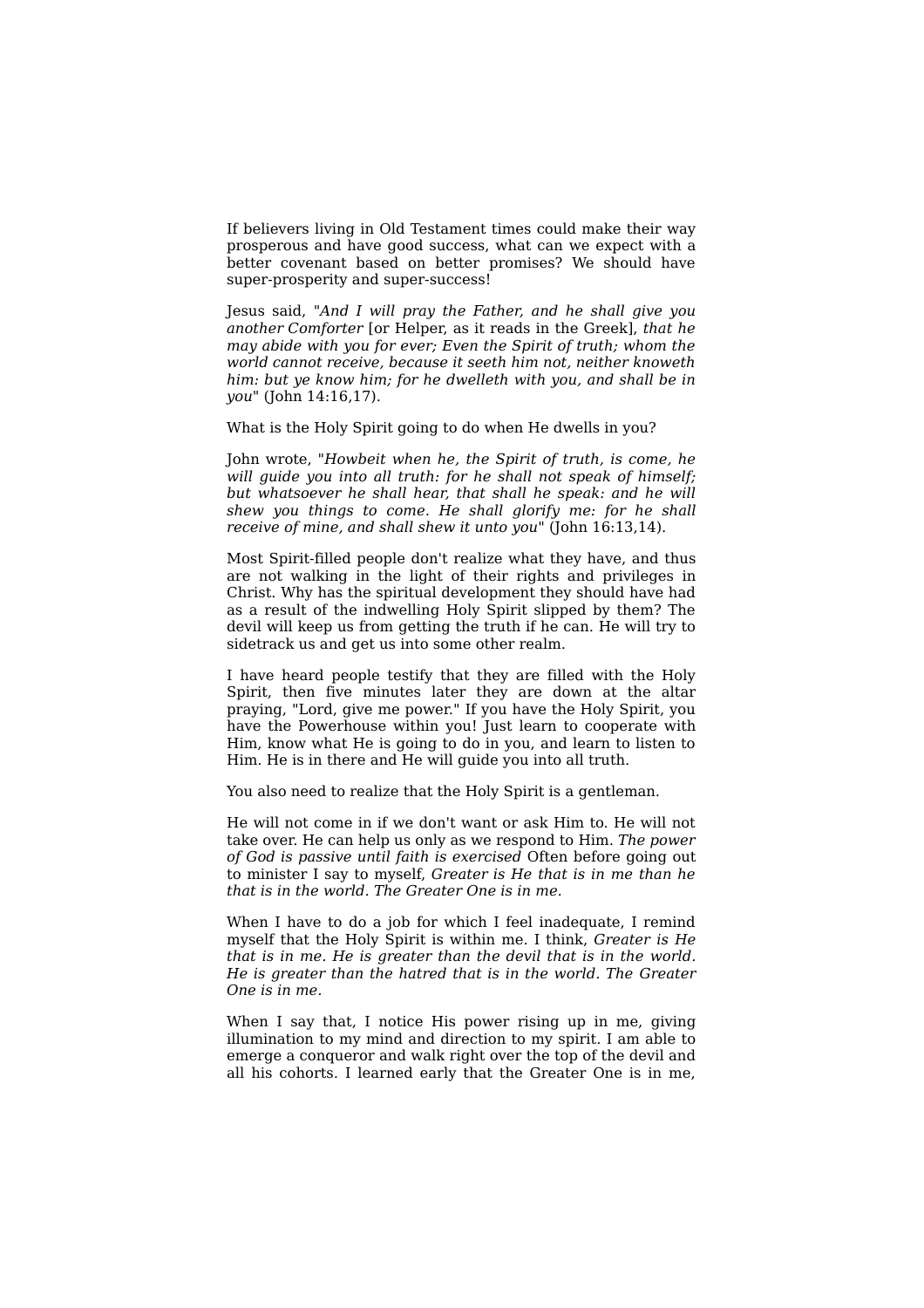If believers living in Old Testament times could make their way prosperous and have good success, what can we expect with a better covenant based on better promises? We should have super-prosperity and super-success!

Jesus said, "*And I will pray the Father, and he shall give you another Comforter* [or Helper, as it reads in the Greek], *that he may abide with you for ever; Even the Spirit of truth; whom the world cannot receive, because it seeth him not, neither knoweth him: but ye know him; for he dwelleth with you, and shall be in you*" (John 14:16,17).

What is the Holy Spirit going to do when He dwells in you?

John wrote, "*Howbeit when he, the Spirit of truth, is come, he will guide you into all truth: for he shall not speak of himself; but whatsoever he shall hear, that shall he speak: and he will shew you things to come. He shall glorify me: for he shall receive of mine, and shall shew it unto you*" (John 16:13,14).

Most Spirit-filled people don't realize what they have, and thus are not walking in the light of their rights and privileges in Christ. Why has the spiritual development they should have had as a result of the indwelling Holy Spirit slipped by them? The devil will keep us from getting the truth if he can. He will try to sidetrack us and get us into some other realm.

I have heard people testify that they are filled with the Holy Spirit, then five minutes later they are down at the altar praying, "Lord, give me power." If you have the Holy Spirit, you have the Powerhouse within you! Just learn to cooperate with Him, know what He is going to do in you, and learn to listen to Him. He is in there and He will guide you into all truth.

You also need to realize that the Holy Spirit is a gentleman.

He will not come in if we don't want or ask Him to. He will not take over. He can help us only as we respond to Him. *The power of God is passive until faith is exercised* Often before going out to minister I say to myself, *Greater is He that is in me than he that is in the world. The Greater One is in me.*

When I have to do a job for which I feel inadequate, I remind myself that the Holy Spirit is within me. I think, *Greater is He that is in me. He is greater than the devil that is in the world. He is greater than the hatred that is in the world. The Greater One is in me.*

When I say that, I notice His power rising up in me, giving illumination to my mind and direction to my spirit. I am able to emerge a conqueror and walk right over the top of the devil and all his cohorts. I learned early that the Greater One is in me,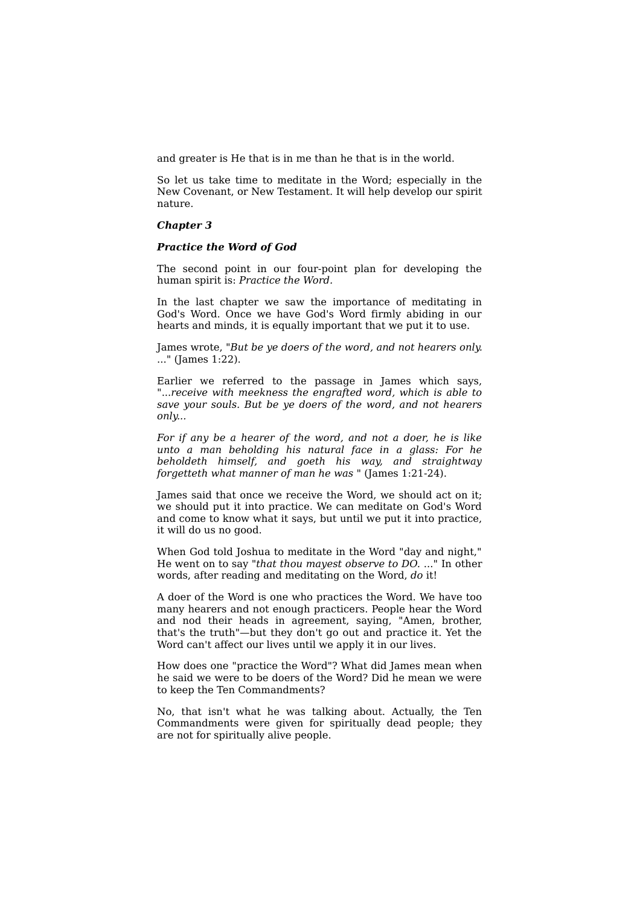and greater is He that is in me than he that is in the world.

So let us take time to meditate in the Word; especially in the New Covenant, or New Testament. It will help develop our spirit nature.

***Chapter 3***

***Practice the Word of God***

The second point in our four-point plan for developing the human spirit is: *Practice the Word.*

In the last chapter we saw the importance of meditating in God's Word. Once we have God's Word firmly abiding in our hearts and minds, it is equally important that we put it to use.

James wrote, "*But be ye doers of the word, and not hearers only.* ..." (James 1:22).

Earlier we referred to the passage in James which says, "*...receive with meekness the engrafted word, which is able to save your souls. But be ye doers of the word, and not hearers only...*

*For if any be a hearer of the word, and not a doer, he is like unto a man beholding his natural face in a glass: For he beholdeth himself, and goeth his way, and straightway forgetteth what manner of man he was* " (James 1:21-24).

James said that once we receive the Word, we should act on it; we should put it into practice. We can meditate on God's Word and come to know what it says, but until we put it into practice, it will do us no good.

When God told Joshua to meditate in the Word "day and night," He went on to say "*that thou mayest observe to DO.* ..." In other words, after reading and meditating on the Word, *do* it!

A doer of the Word is one who practices the Word. We have too many hearers and not enough practicers. People hear the Word and nod their heads in agreement, saying, "Amen, brother, that's the truth"—but they don't go out and practice it. Yet the Word can't affect our lives until we apply it in our lives.

How does one "practice the Word"? What did James mean when he said we were to be doers of the Word? Did he mean we were to keep the Ten Commandments?

No, that isn't what he was talking about. Actually, the Ten Commandments were given for spiritually dead people; they are not for spiritually alive people.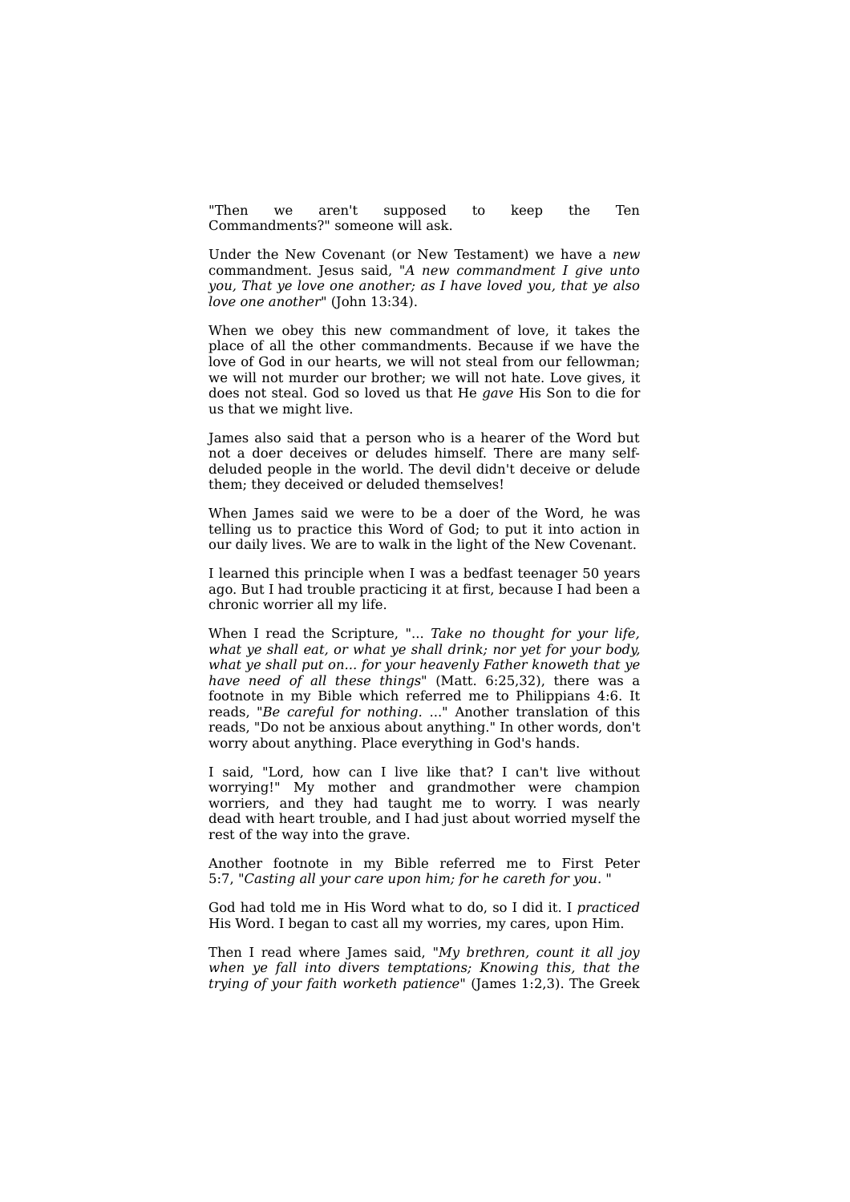"Then we aren't supposed to keep the Ten Commandments?" someone will ask.

Under the New Covenant (or New Testament) we have a *new* commandment. Jesus said, "*A new commandment I give unto you, That ye love one another; as I have loved you, that ye also love one another*" (John 13:34).

When we obey this new commandment of love, it takes the place of all the other commandments. Because if we have the love of God in our hearts, we will not steal from our fellowman; we will not murder our brother; we will not hate. Love gives, it does not steal. God so loved us that He *gave* His Son to die for us that we might live.

James also said that a person who is a hearer of the Word but not a doer deceives or deludes himself. There are many self-deluded people in the world. The devil didn't deceive or delude them; they deceived or deluded themselves!

When James said we were to be a doer of the Word, he was telling us to practice this Word of God; to put it into action in our daily lives. We are to walk in the light of the New Covenant.

I learned this principle when I was a bedfast teenager 50 years ago. But I had trouble practicing it at first, because I had been a chronic worrier all my life.

When I read the Scripture, "... *Take no thought for your life, what ye shall eat, or what ye shall drink; nor yet for your body, what ye shall put on... for your heavenly Father knoweth that ye have need of all these things*" (Matt. 6:25,32), there was a footnote in my Bible which referred me to Philippians 4:6. It reads, "*Be careful for nothing*. ..." Another translation of this reads, "Do not be anxious about anything." In other words, don't worry about anything. Place everything in God's hands.

I said, "Lord, how can I live like that? I can't live without worrying!" My mother and grandmother were champion worriers, and they had taught me to worry. I was nearly dead with heart trouble, and I had just about worried myself the rest of the way into the grave.

Another footnote in my Bible referred me to First Peter 5:7, "*Casting all your care upon him; for he careth for you.* "

God had told me in His Word what to do, so I did it. I *practiced* His Word. I began to cast all my worries, my cares, upon Him.

Then I read where James said, "*My brethren, count it all joy when ye fall into divers temptations; Knowing this, that the trying of your faith worketh patience*" (James 1:2,3). The Greek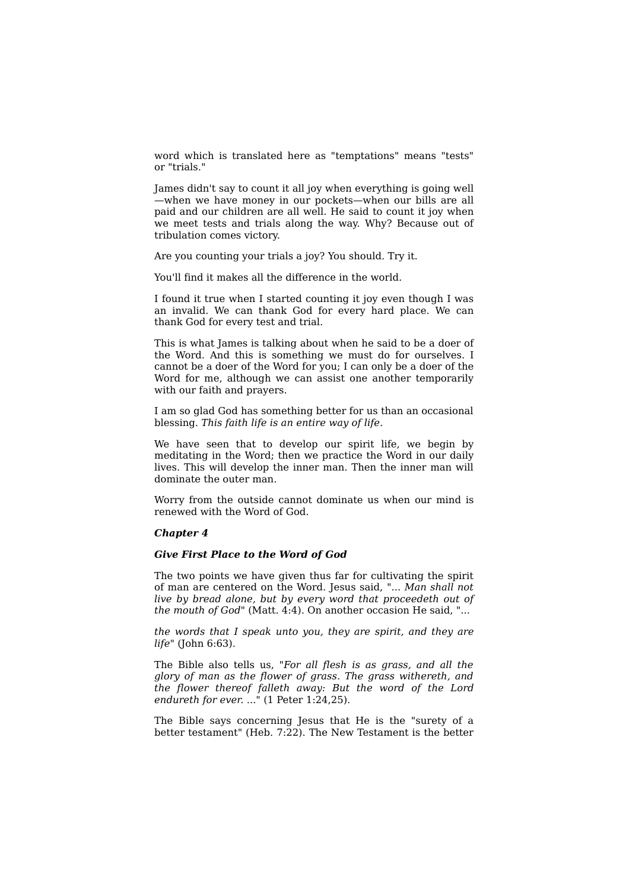word which is translated here as "temptations" means "tests" or "trials."

James didn't say to count it all joy when everything is going well—when we have money in our pockets—when our bills are all paid and our children are all well. He said to count it joy when we meet tests and trials along the way. Why? Because out of tribulation comes victory.

Are you counting your trials a joy? You should. Try it.

You'll find it makes all the difference in the world.

I found it true when I started counting it joy even though I was an invalid. We can thank God for every hard place. We can thank God for every test and trial.

This is what James is talking about when he said to be a doer of the Word. And this is something we must do for ourselves. I cannot be a doer of the Word for you; I can only be a doer of the Word for me, although we can assist one another temporarily with our faith and prayers.

I am so glad God has something better for us than an occasional blessing. *This faith life is an entire way of life.*

We have seen that to develop our spirit life, we begin by meditating in the Word; then we practice the Word in our daily lives. This will develop the inner man. Then the inner man will dominate the outer man.

Worry from the outside cannot dominate us when our mind is renewed with the Word of God.

## ***Chapter 4***

### ***Give First Place to the Word of God***

The two points we have given thus far for cultivating the spirit of man are centered on the Word. Jesus said, "... *Man shall not live by bread alone, but by every word that proceedeth out of the mouth of God*" (Matt. 4:4). On another occasion He said, "...

*the words that I speak unto you, they are spirit, and they are life*" (John 6:63).

The Bible also tells us, "*For all flesh is as grass, and all the glory of man as the flower of grass. The grass withereth, and the flower thereof falleth away: But the word of the Lord endureth for ever. ...*" (1 Peter 1:24,25).

The Bible says concerning Jesus that He is the "surety of a better testament" (Heb. 7:22). The New Testament is the better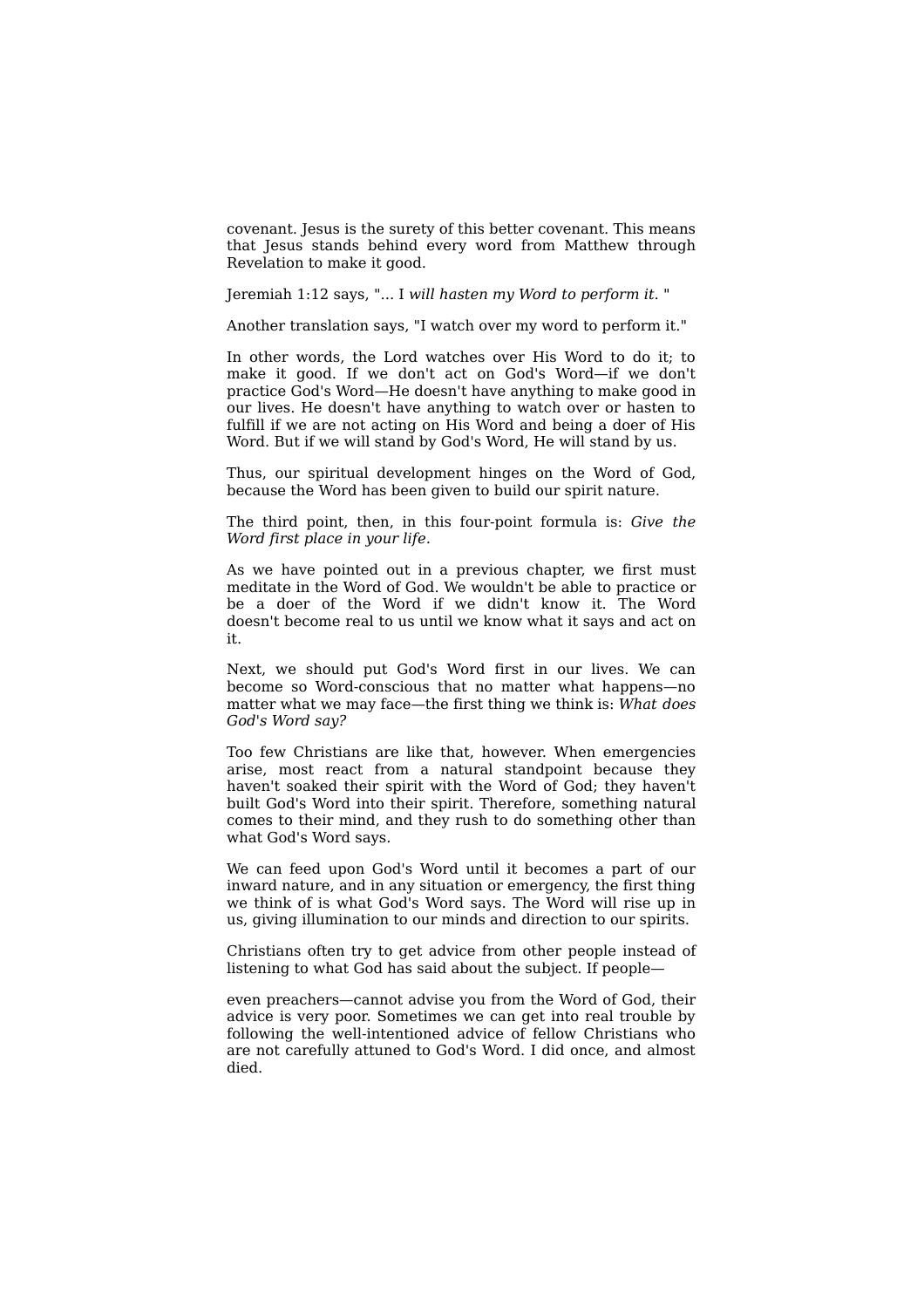covenant. Jesus is the surety of this better covenant. This means that Jesus stands behind every word from Matthew through Revelation to make it good.

Jeremiah 1:12 says, "... I *will hasten my Word to perform it.* "

Another translation says, "I watch over my word to perform it."

In other words, the Lord watches over His Word to do it; to make it good. If we don't act on God's Word—if we don't practice God's Word—He doesn't have anything to make good in our lives. He doesn't have anything to watch over or hasten to fulfill if we are not acting on His Word and being a doer of His Word. But if we will stand by God's Word, He will stand by us.

Thus, our spiritual development hinges on the Word of God, because the Word has been given to build our spirit nature.

The third point, then, in this four-point formula is: *Give the Word first place in your life.*

As we have pointed out in a previous chapter, we first must meditate in the Word of God. We wouldn't be able to practice or be a doer of the Word if we didn't know it. The Word doesn't become real to us until we know what it says and act on it.

Next, we should put God's Word first in our lives. We can become so Word-conscious that no matter what happens—no matter what we may face—the first thing we think is: *What does God's Word say?*

Too few Christians are like that, however. When emergencies arise, most react from a natural standpoint because they haven't soaked their spirit with the Word of God; they haven't built God's Word into their spirit. Therefore, something natural comes to their mind, and they rush to do something other than what God's Word says.

We can feed upon God's Word until it becomes a part of our inward nature, and in any situation or emergency, the first thing we think of is what God's Word says. The Word will rise up in us, giving illumination to our minds and direction to our spirits.

Christians often try to get advice from other people instead of listening to what God has said about the subject. If people—

even preachers—cannot advise you from the Word of God, their advice is very poor. Sometimes we can get into real trouble by following the well-intentioned advice of fellow Christians who are not carefully attuned to God's Word. I did once, and almost died.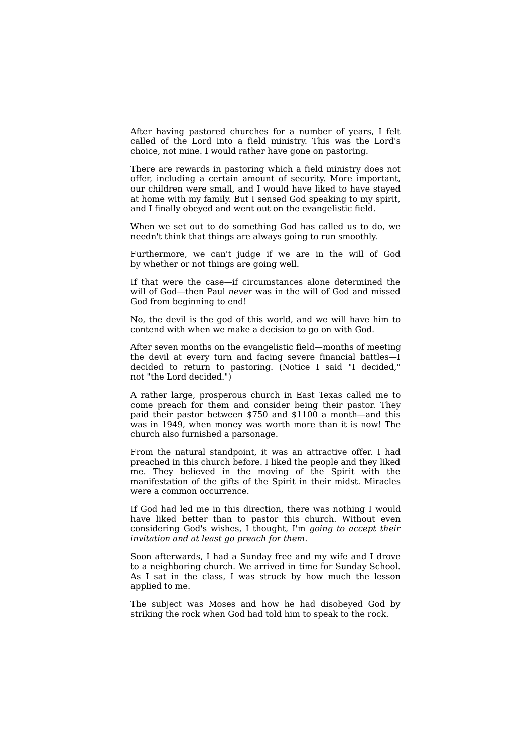After having pastored churches for a number of years, I felt called of the Lord into a field ministry. This was the Lord's choice, not mine. I would rather have gone on pastoring.

There are rewards in pastoring which a field ministry does not offer, including a certain amount of security. More important, our children were small, and I would have liked to have stayed at home with my family. But I sensed God speaking to my spirit, and I finally obeyed and went out on the evangelistic field.

When we set out to do something God has called us to do, we needn't think that things are always going to run smoothly.

Furthermore, we can't judge if we are in the will of God by whether or not things are going well.

If that were the case—if circumstances alone determined the will of God—then Paul *never* was in the will of God and missed God from beginning to end!

No, the devil is the god of this world, and we will have him to contend with when we make a decision to go on with God.

After seven months on the evangelistic field—months of meeting the devil at every turn and facing severe financial battles—I decided to return to pastoring. (Notice I said "I decided," not "the Lord decided.")

A rather large, prosperous church in East Texas called me to come preach for them and consider being their pastor. They paid their pastor between $750 and $1100 a month—and this was in 1949, when money was worth more than it is now! The church also furnished a parsonage.

From the natural standpoint, it was an attractive offer. I had preached in this church before. I liked the people and they liked me. They believed in the moving of the Spirit with the manifestation of the gifts of the Spirit in their midst. Miracles were a common occurrence.

If God had led me in this direction, there was nothing I would have liked better than to pastor this church. Without even considering God's wishes, I thought, I'm *going to accept their invitation and at least go preach for them*.

Soon afterwards, I had a Sunday free and my wife and I drove to a neighboring church. We arrived in time for Sunday School. As I sat in the class, I was struck by how much the lesson applied to me.

The subject was Moses and how he had disobeyed God by striking the rock when God had told him to speak to the rock.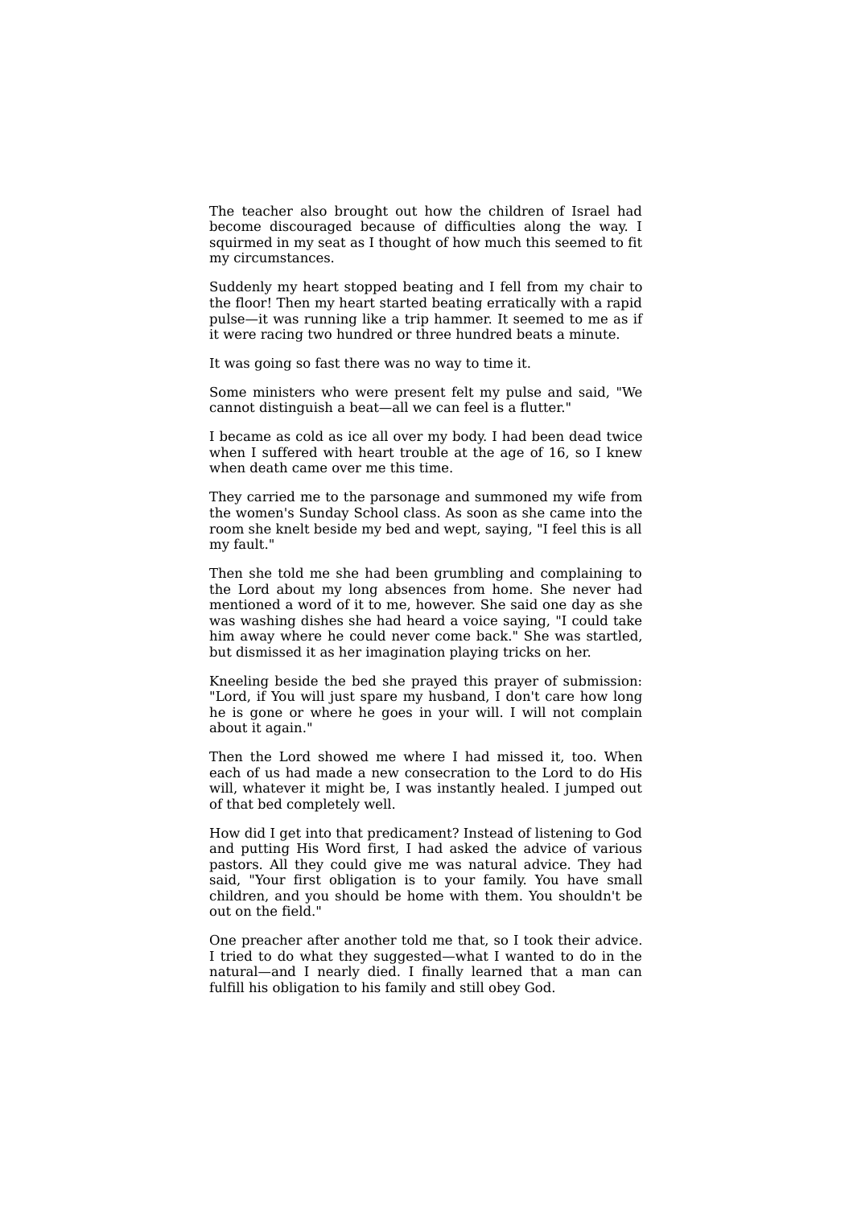The teacher also brought out how the children of Israel had become discouraged because of difficulties along the way. I squirmed in my seat as I thought of how much this seemed to fit my circumstances.

Suddenly my heart stopped beating and I fell from my chair to the floor! Then my heart started beating erratically with a rapid pulse—it was running like a trip hammer. It seemed to me as if it were racing two hundred or three hundred beats a minute.

It was going so fast there was no way to time it.

Some ministers who were present felt my pulse and said, "We cannot distinguish a beat—all we can feel is a flutter."

I became as cold as ice all over my body. I had been dead twice when I suffered with heart trouble at the age of 16, so I knew when death came over me this time.

They carried me to the parsonage and summoned my wife from the women's Sunday School class. As soon as she came into the room she knelt beside my bed and wept, saying, "I feel this is all my fault."

Then she told me she had been grumbling and complaining to the Lord about my long absences from home. She never had mentioned a word of it to me, however. She said one day as she was washing dishes she had heard a voice saying, "I could take him away where he could never come back." She was startled, but dismissed it as her imagination playing tricks on her.

Kneeling beside the bed she prayed this prayer of submission: "Lord, if You will just spare my husband, I don't care how long he is gone or where he goes in your will. I will not complain about it again."

Then the Lord showed me where I had missed it, too. When each of us had made a new consecration to the Lord to do His will, whatever it might be, I was instantly healed. I jumped out of that bed completely well.

How did I get into that predicament? Instead of listening to God and putting His Word first, I had asked the advice of various pastors. All they could give me was natural advice. They had said, "Your first obligation is to your family. You have small children, and you should be home with them. You shouldn't be out on the field."

One preacher after another told me that, so I took their advice. I tried to do what they suggested—what I wanted to do in the natural—and I nearly died. I finally learned that a man can fulfill his obligation to his family and still obey God.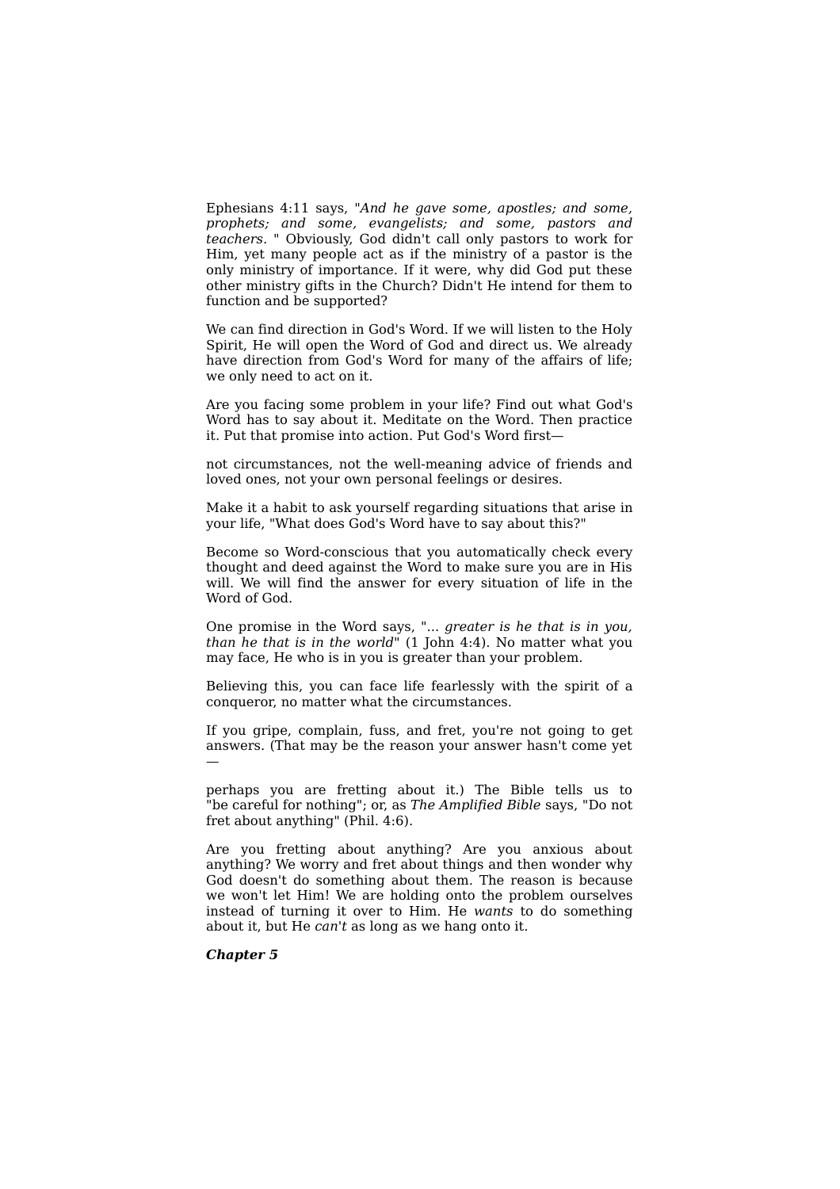Ephesians 4:11 says, "*And he gave some, apostles; and some, prophets; and some, evangelists; and some, pastors and teachers.* " Obviously, God didn't call only pastors to work for Him, yet many people act as if the ministry of a pastor is the only ministry of importance. If it were, why did God put these other ministry gifts in the Church? Didn't He intend for them to function and be supported?

We can find direction in God's Word. If we will listen to the Holy Spirit, He will open the Word of God and direct us. We already have direction from God's Word for many of the affairs of life; we only need to act on it.

Are you facing some problem in your life? Find out what God's Word has to say about it. Meditate on the Word. Then practice it. Put that promise into action. Put God's Word first—

not circumstances, not the well-meaning advice of friends and loved ones, not your own personal feelings or desires.

Make it a habit to ask yourself regarding situations that arise in your life, "What does God's Word have to say about this?"

Become so Word-conscious that you automatically check every thought and deed against the Word to make sure you are in His will. We will find the answer for every situation of life in the Word of God.

One promise in the Word says, "... *greater is he that is in you, than he that is in the world*" (1 John 4:4). No matter what you may face, He who is in you is greater than your problem.

Believing this, you can face life fearlessly with the spirit of a conqueror, no matter what the circumstances.

If you gripe, complain, fuss, and fret, you're not going to get answers. (That may be the reason your answer hasn't come yet —

perhaps you are fretting about it.) The Bible tells us to "be careful for nothing"; or, as *The Amplified Bible* says, "Do not fret about anything" (Phil. 4:6).

Are you fretting about anything? Are you anxious about anything? We worry and fret about things and then wonder why God doesn't do something about them. The reason is because we won't let Him! We are holding onto the problem ourselves instead of turning it over to Him. He *wants* to do something about it, but He *can't* as long as we hang onto it.

***Chapter 5***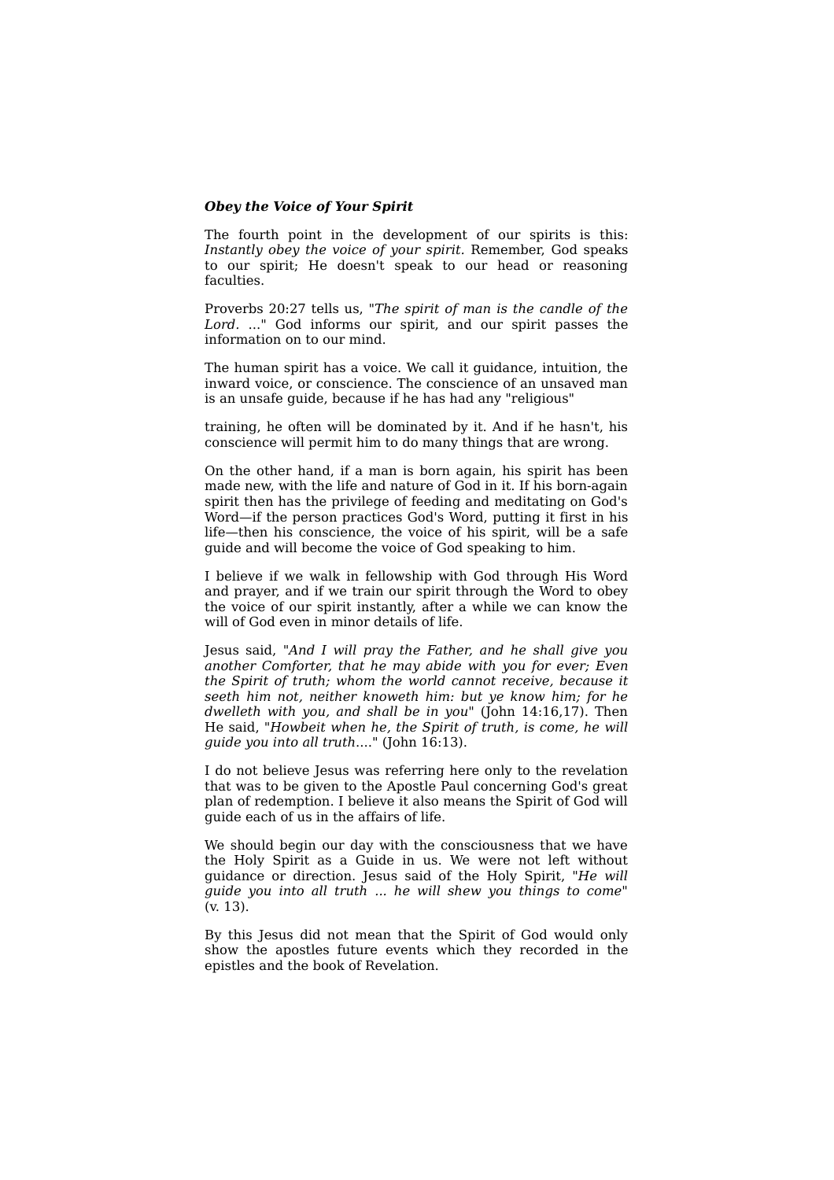***Obey the Voice of Your Spirit***

The fourth point in the development of our spirits is this: *Instantly obey the voice of your spirit.* Remember, God speaks to our spirit; He doesn't speak to our head or reasoning faculties.

Proverbs 20:27 tells us, "*The spirit of man is the candle of the Lord. ...*" God informs our spirit, and our spirit passes the information on to our mind.

The human spirit has a voice. We call it guidance, intuition, the inward voice, or conscience. The conscience of an unsaved man is an unsafe guide, because if he has had any "religious"

training, he often will be dominated by it. And if he hasn't, his conscience will permit him to do many things that are wrong.

On the other hand, if a man is born again, his spirit has been made new, with the life and nature of God in it. If his born-again spirit then has the privilege of feeding and meditating on God's Word—if the person practices God's Word, putting it first in his life—then his conscience, the voice of his spirit, will be a safe guide and will become the voice of God speaking to him.

I believe if we walk in fellowship with God through His Word and prayer, and if we train our spirit through the Word to obey the voice of our spirit instantly, after a while we can know the will of God even in minor details of life.

Jesus said, "*And I will pray the Father, and he shall give you another Comforter, that he may abide with you for ever; Even the Spirit of truth; whom the world cannot receive, because it seeth him not, neither knoweth him: but ye know him; for he dwelleth with you, and shall be in you*" (John 14:16,17). Then He said, "*Howbeit when he, the Spirit of truth, is come, he will guide you into all truth....*" (John 16:13).

I do not believe Jesus was referring here only to the revelation that was to be given to the Apostle Paul concerning God's great plan of redemption. I believe it also means the Spirit of God will guide each of us in the affairs of life.

We should begin our day with the consciousness that we have the Holy Spirit as a Guide in us. We were not left without guidance or direction. Jesus said of the Holy Spirit, "*He will guide you into all truth ... he will shew you things to come*" (v. 13).

By this Jesus did not mean that the Spirit of God would only show the apostles future events which they recorded in the epistles and the book of Revelation.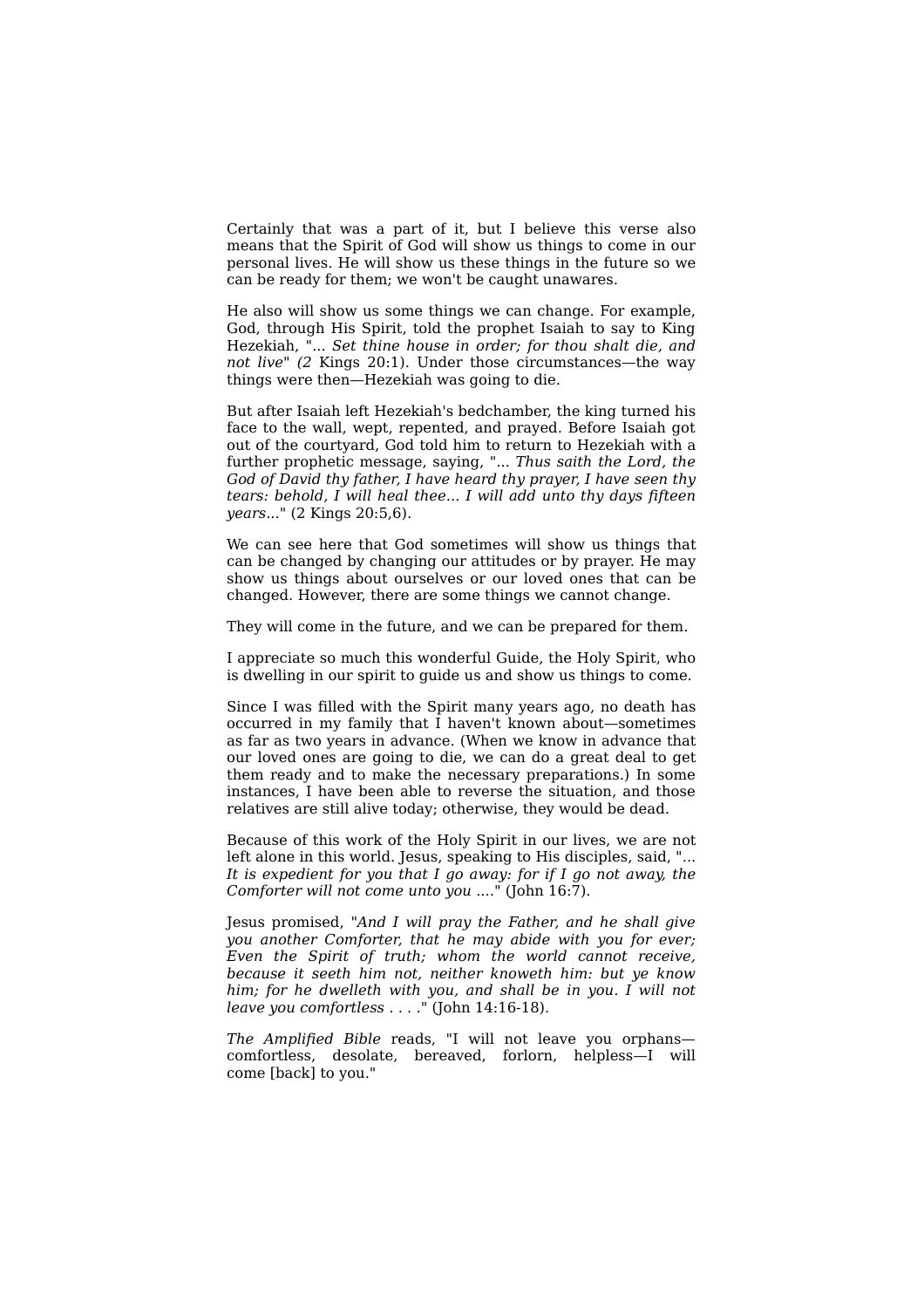Certainly that was a part of it, but I believe this verse also means that the Spirit of God will show us things to come in our personal lives. He will show us these things in the future so we can be ready for them; we won't be caught unawares.

He also will show us some things we can change. For example, God, through His Spirit, told the prophet Isaiah to say to King Hezekiah, "... *Set thine house in order; for thou shalt die, and not live*" *(2* Kings 20:1). Under those circumstances—the way things were then—Hezekiah was going to die.

But after Isaiah left Hezekiah's bedchamber, the king turned his face to the wall, wept, repented, and prayed. Before Isaiah got out of the courtyard, God told him to return to Hezekiah with a further prophetic message, saying, "... *Thus saith the Lord, the God of David thy father, I have heard thy prayer, I have seen thy tears: behold, I will heal thee... I will add unto thy days fifteen years*..." (2 Kings 20:5,6).

We can see here that God sometimes will show us things that can be changed by changing our attitudes or by prayer. He may show us things about ourselves or our loved ones that can be changed. However, there are some things we cannot change.

They will come in the future, and we can be prepared for them.

I appreciate so much this wonderful Guide, the Holy Spirit, who is dwelling in our spirit to guide us and show us things to come.

Since I was filled with the Spirit many years ago, no death has occurred in my family that I haven't known about—sometimes as far as two years in advance. (When we know in advance that our loved ones are going to die, we can do a great deal to get them ready and to make the necessary preparations.) In some instances, I have been able to reverse the situation, and those relatives are still alive today; otherwise, they would be dead.

Because of this work of the Holy Spirit in our lives, we are not left alone in this world. Jesus, speaking to His disciples, said, "... *It is expedient for you that I go away: for if I go not away, the Comforter will not come unto you* ...." (John 16:7).

Jesus promised, "*And I will pray the Father, and he shall give you another Comforter, that he may abide with you for ever; Even the Spirit of truth; whom the world cannot receive, because it seeth him not, neither knoweth him: but ye know him; for he dwelleth with you, and shall be in you. I will not leave you comfortless* . . . ." (John 14:16-18).

*The Amplified Bible* reads, "I will not leave you orphans—comfortless, desolate, bereaved, forlorn, helpless—I will come [back] to you."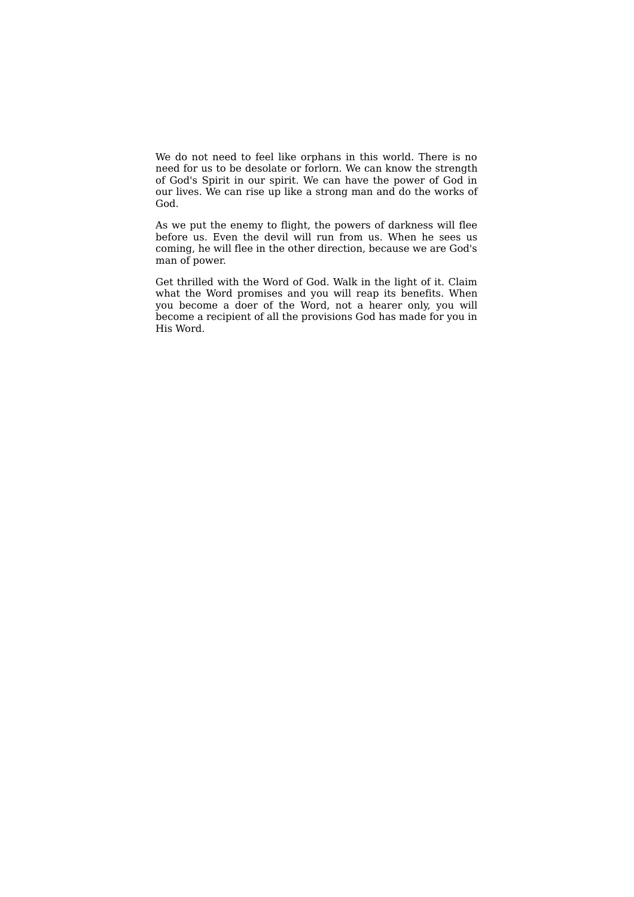We do not need to feel like orphans in this world. There is no need for us to be desolate or forlorn. We can know the strength of God's Spirit in our spirit. We can have the power of God in our lives. We can rise up like a strong man and do the works of God.

As we put the enemy to flight, the powers of darkness will flee before us. Even the devil will run from us. When he sees us coming, he will flee in the other direction, because we are God's man of power.

Get thrilled with the Word of God. Walk in the light of it. Claim what the Word promises and you will reap its benefits. When you become a doer of the Word, not a hearer only, you will become a recipient of all the provisions God has made for you in His Word.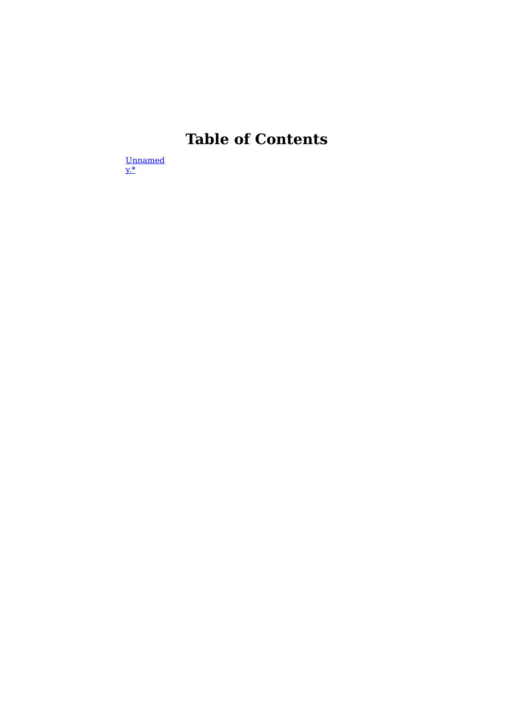# Table of Contents

Unnamed
y.*